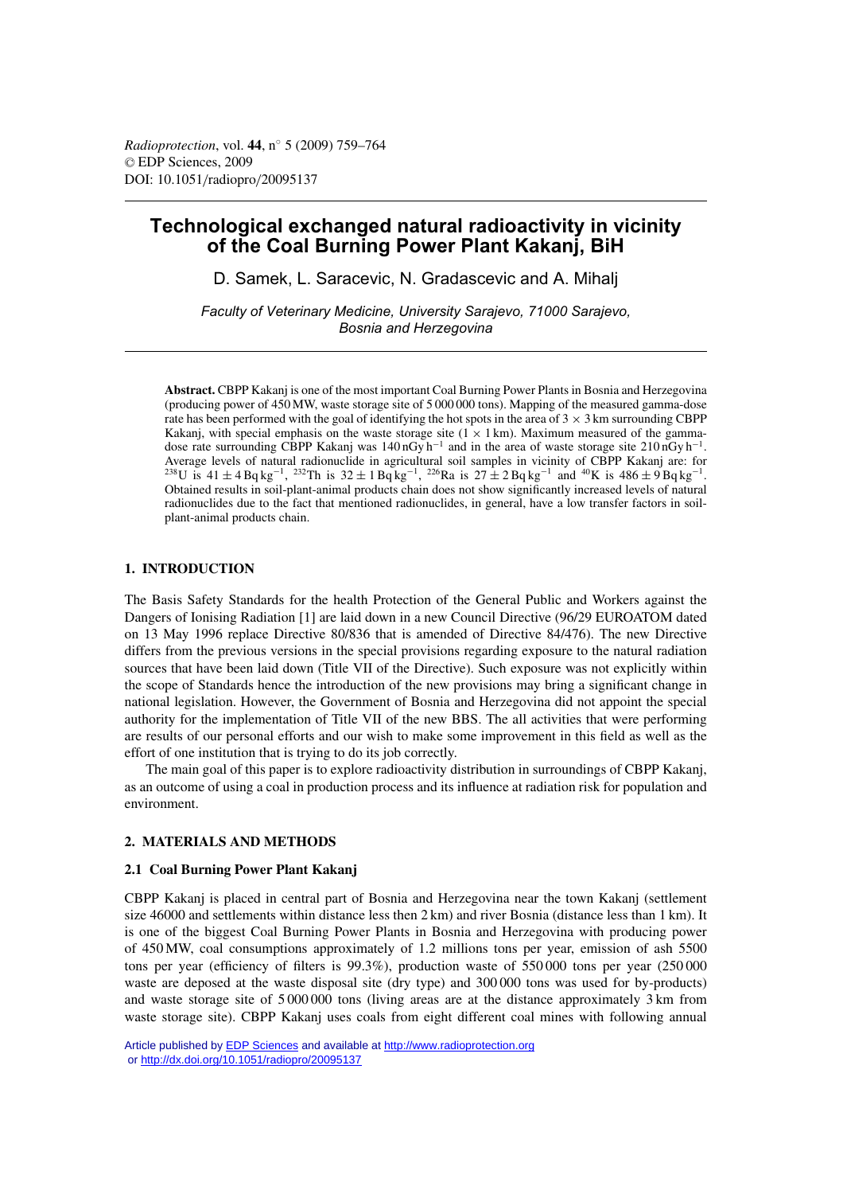# Technological exchanged natural radioactivity in vicinity of the Coal Burning Power Plant Kakanj, BiH

D. Samek, L. Saracevic, N. Gradascevic and A. Mihalj

*Faculty of Veterinary Medicine, University Sarajevo, 71000 Sarajevo, Bosnia and Herzegovina*

**Abstract.** CBPP Kakanj is one of the most important Coal Burning Power Plants in Bosnia and Herzegovina (producing power of 450 MW, waste storage site of 5 000 000 tons). Mapping of the measured gamma-dose rate has been performed with the goal of identifying the hot spots in the area of $3 \times 3$ km surrounding CBPP Kakanj, with special emphasis on the waste storage site ($1 \times 1$ km). Maximum measured of the gamma-dose rate surrounding CBPP Kakanj was 140 nGy h$^{-1}$ and in the area of waste storage site 210 nGy h$^{-1}$. Average levels of natural radionuclide in agricultural soil samples in vicinity of CBPP Kakanj are: for $^{238}$U is $41 \pm 4$ Bq kg$^{-1}$, $^{232}$Th is $32 \pm 1$ Bq kg$^{-1}$, $^{226}$Ra is $27 \pm 2$ Bq kg$^{-1}$ and $^{40}$K is $486 \pm 9$ Bq kg$^{-1}$. Obtained results in soil-plant-animal products chain does not show significantly increased levels of natural radionuclides due to the fact that mentioned radionuclides, in general, have a low transfer factors in soil-plant-animal products chain.

## 1. INTRODUCTION

The Basis Safety Standards for the health Protection of the General Public and Workers against the Dangers of Ionising Radiation [1] are laid down in a new Council Directive (96/29 EUROATOM dated on 13 May 1996 replace Directive 80/836 that is amended of Directive 84/476). The new Directive differs from the previous versions in the special provisions regarding exposure to the natural radiation sources that have been laid down (Title VII of the Directive). Such exposure was not explicitly within the scope of Standards hence the introduction of the new provisions may bring a significant change in national legislation. However, the Government of Bosnia and Herzegovina did not appoint the special authority for the implementation of Title VII of the new BBS. The all activities that were performing are results of our personal efforts and our wish to make some improvement in this field as well as the effort of one institution that is trying to do its job correctly.

The main goal of this paper is to explore radioactivity distribution in surroundings of CBPP Kakanj, as an outcome of using a coal in production process and its influence at radiation risk for population and environment.

## 2. MATERIALS AND METHODS

### 2.1 Coal Burning Power Plant Kakanj

CBPP Kakanj is placed in central part of Bosnia and Herzegovina near the town Kakanj (settlement size 46000 and settlements within distance less then 2 km) and river Bosnia (distance less than 1 km). It is one of the biggest Coal Burning Power Plants in Bosnia and Herzegovina with producing power of 450 MW, coal consumptions approximately of 1.2 millions tons per year, emission of ash 5500 tons per year (efficiency of filters is 99.3%), production waste of 550 000 tons per year (250 000 waste are deposed at the waste disposal site (dry type) and 300 000 tons was used for by-products) and waste storage site of 5 000 000 tons (living areas are at the distance approximately 3 km from waste storage site). CBPP Kakanj uses coals from eight different coal mines with following annual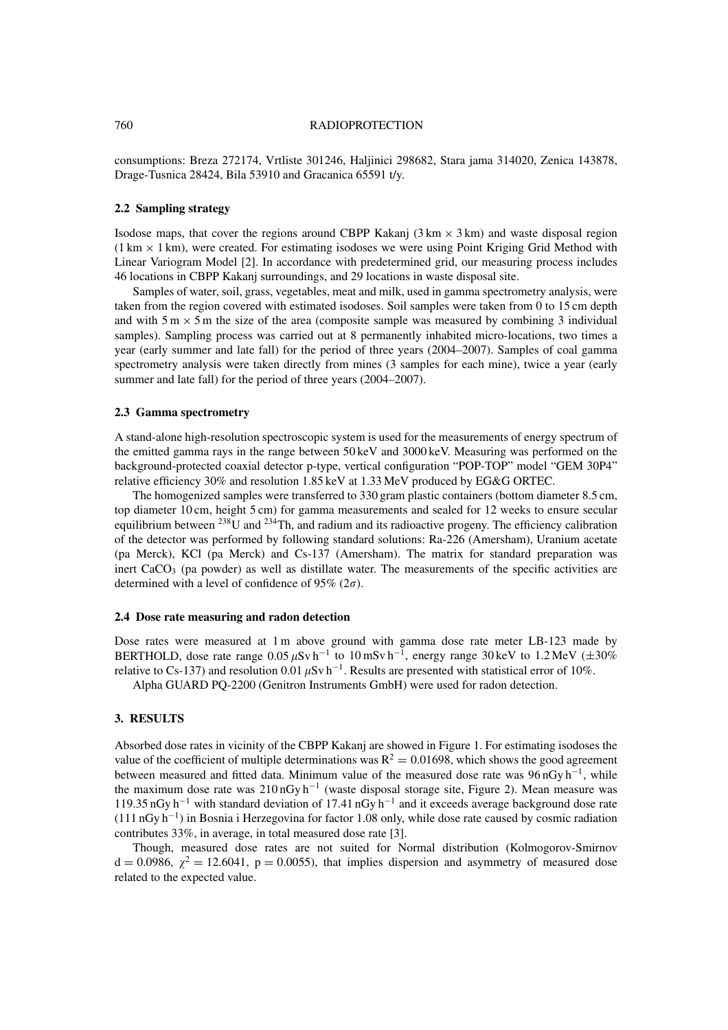consumptions: Breza 272174, Vrtliste 301246, Haljinici 298682, Stara jama 314020, Zenica 143878, Drage-Tusnica 28424, Bila 53910 and Gracanica 65591 t/y.

### 2.2 Sampling strategy

Isodose maps, that cover the regions around CBPP Kakanj (3 km × 3 km) and waste disposal region (1 km × 1 km), were created. For estimating isodoses we were using Point Kriging Grid Method with Linear Variogram Model [2]. In accordance with predetermined grid, our measuring process includes 46 locations in CBPP Kakanj surroundings, and 29 locations in waste disposal site.

Samples of water, soil, grass, vegetables, meat and milk, used in gamma spectrometry analysis, were taken from the region covered with estimated isodoses. Soil samples were taken from 0 to 15 cm depth and with 5 m × 5 m the size of the area (composite sample was measured by combining 3 individual samples). Sampling process was carried out at 8 permanently inhabited micro-locations, two times a year (early summer and late fall) for the period of three years (2004–2007). Samples of coal gamma spectrometry analysis were taken directly from mines (3 samples for each mine), twice a year (early summer and late fall) for the period of three years (2004–2007).

### 2.3 Gamma spectrometry

A stand-alone high-resolution spectroscopic system is used for the measurements of energy spectrum of the emitted gamma rays in the range between 50 keV and 3000 keV. Measuring was performed on the background-protected coaxial detector p-type, vertical configuration "POP-TOP" model "GEM 30P4" relative efficiency 30% and resolution 1.85 keV at 1.33 MeV produced by EG&G ORTEC.

The homogenized samples were transferred to 330 gram plastic containers (bottom diameter 8.5 cm, top diameter 10 cm, height 5 cm) for gamma measurements and sealed for 12 weeks to ensure secular equilibrium between $^{238}$U and $^{234}$Th, and radium and its radioactive progeny. The efficiency calibration of the detector was performed by following standard solutions: Ra-226 (Amersham), Uranium acetate (pa Merck), KCl (pa Merck) and Cs-137 (Amersham). The matrix for standard preparation was inert $CaCO_3$ (pa powder) as well as distillate water. The measurements of the specific activities are determined with a level of confidence of 95% ($2\sigma$).

### 2.4 Dose rate measuring and radon detection

Dose rates were measured at 1 m above ground with gamma dose rate meter LB-123 made by BERTHOLD, dose rate range 0.05 $\mu$Sv h$^{-1}$ to 10 mSv h$^{-1}$, energy range 30 keV to 1.2 MeV (±30% relative to Cs-137) and resolution 0.01 $\mu$Sv h$^{-1}$. Results are presented with statistical error of 10%.

Alpha GUARD PQ-2200 (Genitron Instruments GmbH) were used for radon detection.

## 3. RESULTS

Absorbed dose rates in vicinity of the CBPP Kakanj are showed in Figure 1. For estimating isodoses the value of the coefficient of multiple determinations was $R^2 = 0.01698$, which shows the good agreement between measured and fitted data. Minimum value of the measured dose rate was 96 nGy h$^{-1}$, while the maximum dose rate was 210 nGy h$^{-1}$ (waste disposal storage site, Figure 2). Mean measure was 119.35 nGy h$^{-1}$ with standard deviation of 17.41 nGy h$^{-1}$ and it exceeds average background dose rate (111 nGy h$^{-1}$) in Bosnia i Herzegovina for factor 1.08 only, while dose rate caused by cosmic radiation contributes 33%, in average, in total measured dose rate [3].

Though, measured dose rates are not suited for Normal distribution (Kolmogorov-Smirnov $d = 0.0986$, $\chi^2 = 12.6041$, $p = 0.0055$), that implies dispersion and asymmetry of measured dose related to the expected value.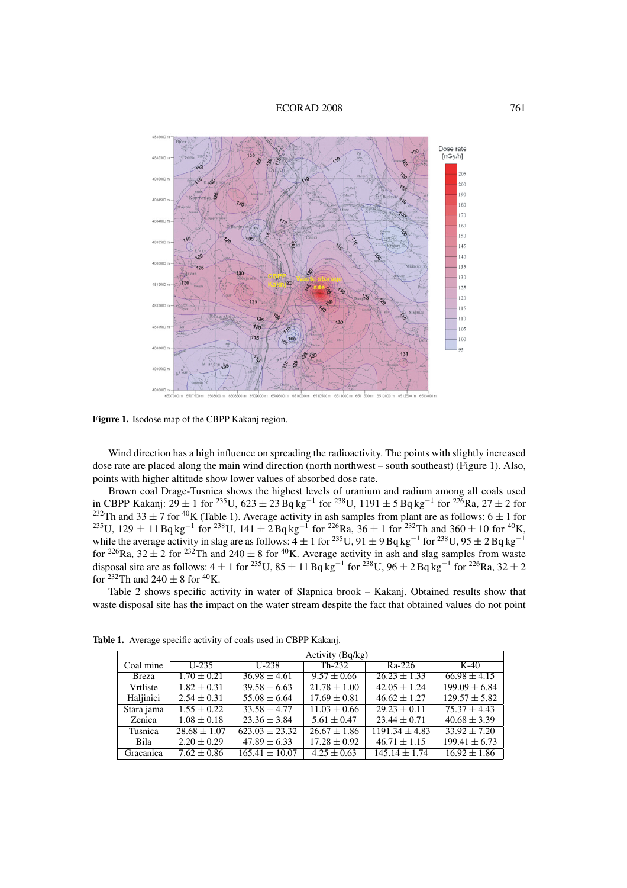**Figure 1.** Isodose map of the CBPP Kakanj region.

Wind direction has a high influence on spreading the radioactivity. The points with slightly increased dose rate are placed along the main wind direction (north northwest – south southeast) (Figure 1). Also, points with higher altitude show lower values of absorbed dose rate.

Brown coal Drage-Tusnica shows the highest levels of uranium and radium among all coals used in CBPP Kakanj: $29 \pm 1$ for $^{235}$U, $623 \pm 23\,\mathrm{Bq\,kg^{-1}}$ for $^{238}$U, $1191 \pm 5\,\mathrm{Bq\,kg^{-1}}$ for $^{226}$Ra, $27 \pm 2$ for $^{232}$Th and $33 \pm 7$ for $^{40}$K (Table 1). Average activity in ash samples from plant are as follows: $6 \pm 1$ for $^{235}$U, $129 \pm 11\,\mathrm{Bq\,kg^{-1}}$ for $^{238}$U, $141 \pm 2\,\mathrm{Bq\,kg^{-1}}$ for $^{226}$Ra, $36 \pm 1$ for $^{232}$Th and $360 \pm 10$ for $^{40}$K, while the average activity in slag are as follows: $4 \pm 1$ for $^{235}$U, $91 \pm 9\,\mathrm{Bq\,kg^{-1}}$ for $^{238}$U, $95 \pm 2\,\mathrm{Bq\,kg^{-1}}$ for $^{226}$Ra, $32 \pm 2$ for $^{232}$Th and $240 \pm 8$ for $^{40}$K. Average activity in ash and slag samples from waste disposal site are as follows: $4 \pm 1$ for $^{235}$U, $85 \pm 11\,\mathrm{Bq\,kg^{-1}}$ for $^{238}$U, $96 \pm 2\,\mathrm{Bq\,kg^{-1}}$ for $^{226}$Ra, $32 \pm 2$ for $^{232}$Th and $240 \pm 8$ for $^{40}$K.

Table 2 shows specific activity in water of Slapnica brook – Kakanj. Obtained results show that waste disposal site has the impact on the water stream despite the fact that obtained values do not point

**Table 1.** Average specific activity of coals used in CBPP Kakanj.

| Coal mine | Activity (Bq/kg) | | | | |
|---|---|---|---|---|---|
| | U-235 | U-238 | Th-232 | Ra-226 | K-40 |
| Breza | $1.70 \pm 0.21$ | $36.98 \pm 4.61$ | $9.57 \pm 0.66$ | $26.23 \pm 1.33$ | $66.98 \pm 4.15$ |
| Vrtliste | $1.82 \pm 0.31$ | $39.58 \pm 6.63$ | $21.78 \pm 1.00$ | $42.05 \pm 1.24$ | $199.09 \pm 6.84$ |
| Haljinici | $2.54 \pm 0.31$ | $55.08 \pm 6.64$ | $17.69 \pm 0.81$ | $46.62 \pm 1.27$ | $129.57 \pm 5.82$ |
| Stara jama | $1.55 \pm 0.22$ | $33.58 \pm 4.77$ | $11.03 \pm 0.66$ | $29.23 \pm 0.11$ | $75.37 \pm 4.43$ |
| Zenica | $1.08 \pm 0.18$ | $23.36 \pm 3.84$ | $5.61 \pm 0.47$ | $23.44 \pm 0.71$ | $40.68 \pm 3.39$ |
| Tusnica | $28.68 \pm 1.07$ | $623.03 \pm 23.32$ | $26.67 \pm 1.86$ | $1191.34 \pm 4.83$ | $33.92 \pm 7.20$ |
| Bila | $2.20 \pm 0.29$ | $47.89 \pm 6.33$ | $17.28 \pm 0.92$ | $46.71 \pm 1.15$ | $199.41 \pm 6.73$ |
| Gracanica | $7.62 \pm 0.86$ | $165.41 \pm 10.07$ | $4.25 \pm 0.63$ | $145.14 \pm 1.74$ | $16.92 \pm 1.86$ |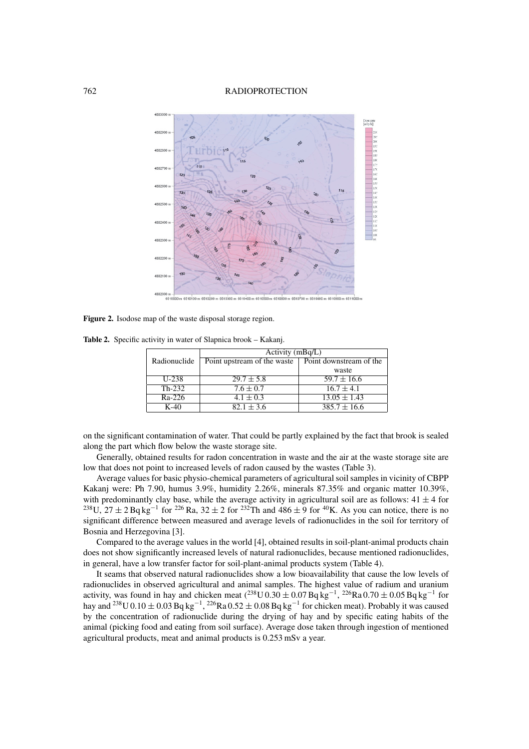**Figure 2.** Isodose map of the waste disposal storage region.

**Table 2.** Specific activity in water of Slapnica brook – Kakanj.

| Radionuclide | Activity (mBq/L) | |
|---|---|---|
| | Point upstream of the waste | Point downstream of the waste |
| U-238 | $29.7 \pm 5.8$ | $59.7 \pm 16.6$ |
| Th-232 | $7.6 \pm 0.7$ | $16.7 \pm 4.1$ |
| Ra-226 | $4.1 \pm 0.3$ | $13.05 \pm 1.43$ |
| K-40 | $82.1 \pm 3.6$ | $385.7 \pm 16.6$ |

on the significant contamination of water. That could be partly explained by the fact that brook is sealed along the part which flow below the waste storage site.

Generally, obtained results for radon concentration in waste and the air at the waste storage site are low that does not point to increased levels of radon caused by the wastes (Table 3).

Average values for basic physio-chemical parameters of agricultural soil samples in vicinity of CBPP Kakanj were: Ph 7.90, humus 3.9%, humidity 2.26%, minerals 87.35% and organic matter 10.39%, with predominantly clay base, while the average activity in agricultural soil are as follows: $41 \pm 4$ for $^{238}$U, $27 \pm 2\,\mathrm{Bq\,kg^{-1}}$ for $^{226}$Ra, $32 \pm 2$ for $^{232}$Th and $486 \pm 9$ for $^{40}$K. As you can notice, there is no significant difference between measured and average levels of radionuclides in the soil for territory of Bosnia and Herzegovina [3].

Compared to the average values in the world [4], obtained results in soil-plant-animal products chain does not show significantly increased levels of natural radionuclides, because mentioned radionuclides, in general, have a low transfer factor for soil-plant-animal products system (Table 4).

It seams that observed natural radionuclides show a low bioavailability that cause the low levels of radionuclides in observed agricultural and animal samples. The highest value of radium and uranium activity, was found in hay and chicken meat ($^{238}$U $0.30 \pm 0.07\,\mathrm{Bq\,kg^{-1}}$, $^{226}$Ra $0.70 \pm 0.05\,\mathrm{Bq\,kg^{-1}}$ for hay and $^{238}$U $0.10 \pm 0.03\,\mathrm{Bq\,kg^{-1}}$, $^{226}$Ra $0.52 \pm 0.08\,\mathrm{Bq\,kg^{-1}}$ for chicken meat). Probably it was caused by the concentration of radionuclide during the drying of hay and by specific eating habits of the animal (picking food and eating from soil surface). Average dose taken through ingestion of mentioned agricultural products, meat and animal products is 0.253 mSv a year.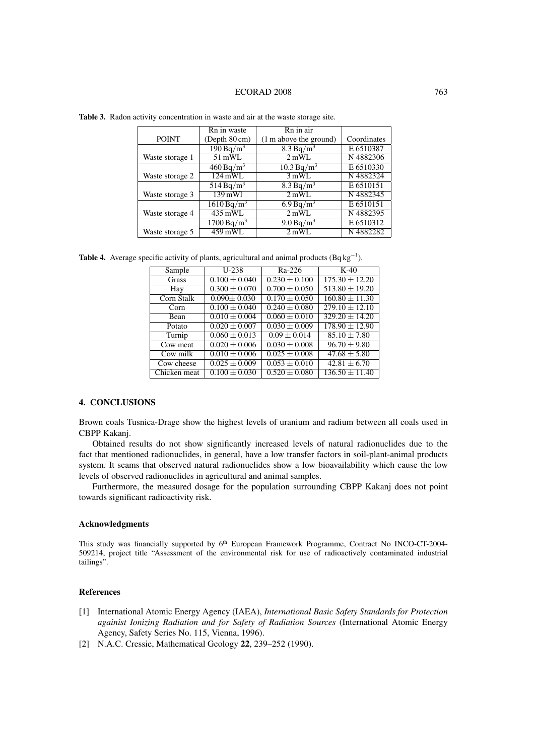**Table 3.** Radon activity concentration in waste and air at the waste storage site.

| POINT | Rn in waste (Depth 80 cm) | Rn in air (1 m above the ground) | Coordinates |
|---|---|---|---|
| Waste storage 1 | 190 Bq/m$^3$ | 8.3 Bq/m$^3$ | E 6510387 |
| | 51 mWL | 2 mWL | N 4882306 |
| Waste storage 2 | 460 Bq/m$^3$ | 10.3 Bq/m$^3$ | E 6510330 |
| | 124 mWL | 3 mWL | N 4882324 |
| Waste storage 3 | 514 Bq/m$^3$ | 8.3 Bq/m$^3$ | E 6510151 |
| | 139 mWl | 2 mWL | N 4882345 |
| Waste storage 4 | 1610 Bq/m$^3$ | 6.9 Bq/m$^3$ | E 6510151 |
| | 435 mWL | 2 mWL | N 4882395 |
| Waste storage 5 | 1700 Bq/m$^3$ | 9.0 Bq/m$^3$ | E 6510312 |
| | 459 mWL | 2 mWL | N 4882282 |

**Table 4.** Average specific activity of plants, agricultural and animal products (Bq kg$^{-1}$).

| Sample | U-238 | Ra-226 | K-40 |
|---|---|---|---|
| Grass | $0.100 \pm 0.040$ | $0.230 \pm 0.100$ | $175.30 \pm 12.20$ |
| Hay | $0.300 \pm 0.070$ | $0.700 \pm 0.050$ | $513.80 \pm 19.20$ |
| Corn Stalk | $0.090 \pm 0.030$ | $0.170 \pm 0.050$ | $160.80 \pm 11.30$ |
| Corn | $0.100 \pm 0.040$ | $0.240 \pm 0.080$ | $279.10 \pm 12.10$ |
| Bean | $0.010 \pm 0.004$ | $0.060 \pm 0.010$ | $329.20 \pm 14.20$ |
| Potato | $0.020 \pm 0.007$ | $0.030 \pm 0.009$ | $178.90 \pm 12.90$ |
| Turnip | $0.060 \pm 0.013$ | $0.09 \pm 0.014$ | $85.10 \pm 7.80$ |
| Cow meat | $0.020 \pm 0.006$ | $0.030 \pm 0.008$ | $96.70 \pm 9.80$ |
| Cow milk | $0.010 \pm 0.006$ | $0.025 \pm 0.008$ | $47.68 \pm 5.80$ |
| Cow cheese | $0.025 \pm 0.009$ | $0.053 \pm 0.010$ | $42.81 \pm 6.70$ |
| Chicken meat | $0.100 \pm 0.030$ | $0.520 \pm 0.080$ | $136.50 \pm 11.40$ |

## 4. CONCLUSIONS

Brown coals Tusnica-Drage show the highest levels of uranium and radium between all coals used in CBPP Kakanj.

Obtained results do not show significantly increased levels of natural radionuclides due to the fact that mentioned radionuclides, in general, have a low transfer factors in soil-plant-animal products system. It seams that observed natural radionuclides show a low bioavailability which cause the low levels of observed radionuclides in agricultural and animal samples.

Furthermore, the measured dosage for the population surrounding CBPP Kakanj does not point towards significant radioactivity risk.

### Acknowledgments

This study was financially supported by 6th European Framework Programme, Contract No INCO-CT-2004-509214, project title "Assessment of the environmental risk for use of radioactively contaminated industrial tailings".

### References

[1] International Atomic Energy Agency (IAEA), *International Basic Safety Standards for Protection againist Ionizing Radiation and for Safety of Radiation Sources* (International Atomic Energy Agency, Safety Series No. 115, Vienna, 1996).

[2] N.A.C. Cressie, Mathematical Geology **22**, 239–252 (1990).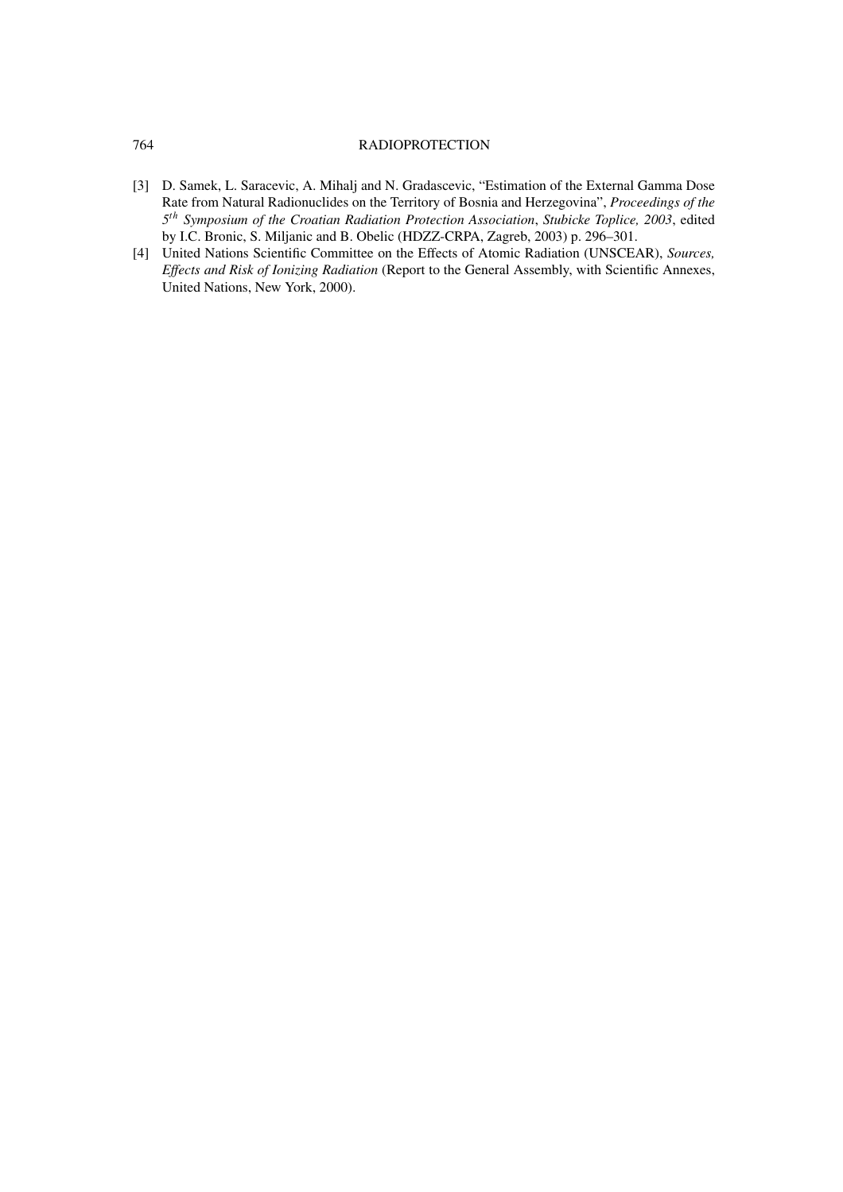[3] D. Samek, L. Saracevic, A. Mihalj and N. Gradascevic, “Estimation of the External Gamma Dose Rate from Natural Radionuclides on the Territory of Bosnia and Herzegovina”, *Proceedings of the 5th Symposium of the Croatian Radiation Protection Association*, *Stubicke Toplice, 2003*, edited by I.C. Bronic, S. Miljanic and B. Obelic (HDZZ-CRPA, Zagreb, 2003) p. 296–301.

[4] United Nations Scientific Committee on the Effects of Atomic Radiation (UNSCEAR), *Sources, Effects and Risk of Ionizing Radiation* (Report to the General Assembly, with Scientific Annexes, United Nations, New York, 2000).